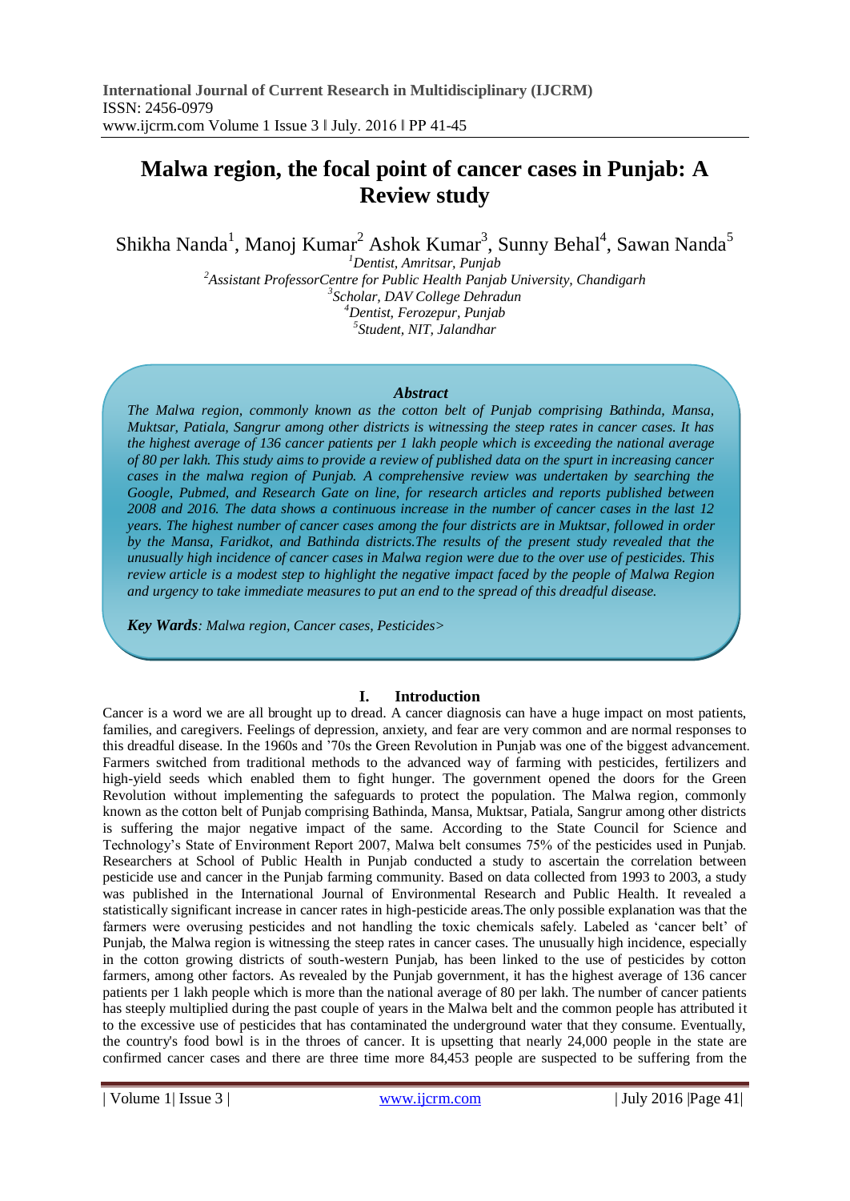# Malwa region, the focal point of cancer cases in Punjab: A Review study

Shikha Nanda[1], Manoj Kumar[2] Ashok Kumar[3], Sunny Behal[4], Sawan Nanda[5]

[1]*Dentist, Amritsar, Punjab*
[2]*Assistant ProfessorCentre for Public Health Panjab University, Chandigarh*
[3]*Scholar, DAV College Dehradun*
[4]*Dentist, Ferozepur, Punjab*
[5]*Student, NIT, Jalandhar*

***Abstract***

*The Malwa region, commonly known as the cotton belt of Punjab comprising Bathinda, Mansa, Muktsar, Patiala, Sangrur among other districts is witnessing the steep rates in cancer cases. It has the highest average of 136 cancer patients per 1 lakh people which is exceeding the national average of 80 per lakh. This study aims to provide a review of published data on the spurt in increasing cancer cases in the malwa region of Punjab. A comprehensive review was undertaken by searching the Google, Pubmed, and Research Gate on line, for research articles and reports published between 2008 and 2016. The data shows a continuous increase in the number of cancer cases in the last 12 years. The highest number of cancer cases among the four districts are in Muktsar, followed in order by the Mansa, Faridkot, and Bathinda districts.The results of the present study revealed that the unusually high incidence of cancer cases in Malwa region were due to the over use of pesticides. This review article is a modest step to highlight the negative impact faced by the people of Malwa Region and urgency to take immediate measures to put an end to the spread of this dreadful disease.*

***Key Wards**: Malwa region, Cancer cases, Pesticides>*

## I. Introduction

Cancer is a word we are all brought up to dread. A cancer diagnosis can have a huge impact on most patients, families, and caregivers. Feelings of depression, anxiety, and fear are very common and are normal responses to this dreadful disease. In the 1960s and '70s the Green Revolution in Punjab was one of the biggest advancement. Farmers switched from traditional methods to the advanced way of farming with pesticides, fertilizers and high-yield seeds which enabled them to fight hunger. The government opened the doors for the Green Revolution without implementing the safeguards to protect the population. The Malwa region, commonly known as the cotton belt of Punjab comprising Bathinda, Mansa, Muktsar, Patiala, Sangrur among other districts is suffering the major negative impact of the same. According to the State Council for Science and Technology's State of Environment Report 2007, Malwa belt consumes 75% of the pesticides used in Punjab. Researchers at School of Public Health in Punjab conducted a study to ascertain the correlation between pesticide use and cancer in the Punjab farming community. Based on data collected from 1993 to 2003, a study was published in the International Journal of Environmental Research and Public Health. It revealed a statistically significant increase in cancer rates in high-pesticide areas.The only possible explanation was that the farmers were overusing pesticides and not handling the toxic chemicals safely. Labeled as 'cancer belt' of Punjab, the Malwa region is witnessing the steep rates in cancer cases. The unusually high incidence, especially in the cotton growing districts of south-western Punjab, has been linked to the use of pesticides by cotton farmers, among other factors. As revealed by the Punjab government, it has the highest average of 136 cancer patients per 1 lakh people which is more than the national average of 80 per lakh. The number of cancer patients has steeply multiplied during the past couple of years in the Malwa belt and the common people has attributed it to the excessive use of pesticides that has contaminated the underground water that they consume. Eventually, the country's food bowl is in the throes of cancer. It is upsetting that nearly 24,000 people in the state are confirmed cancer cases and there are three time more 84,453 people are suspected to be suffering from the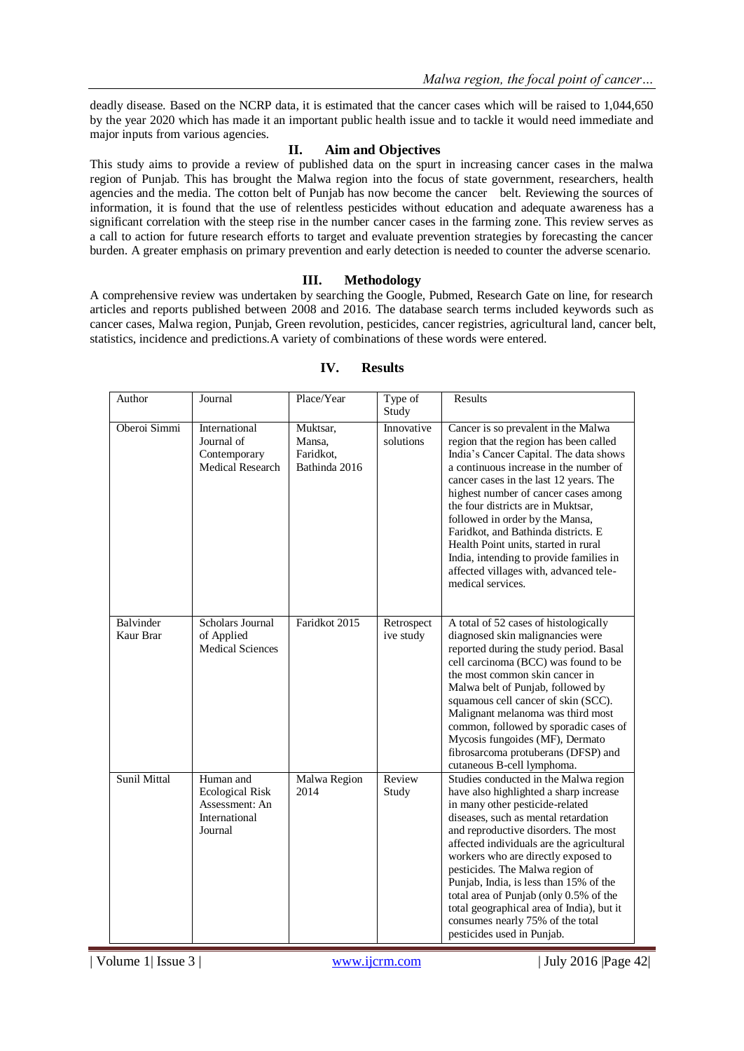deadly disease. Based on the NCRP data, it is estimated that the cancer cases which will be raised to 1,044,650 by the year 2020 which has made it an important public health issue and to tackle it would need immediate and major inputs from various agencies.

## II. Aim and Objectives

This study aims to provide a review of published data on the spurt in increasing cancer cases in the malwa region of Punjab. This has brought the Malwa region into the focus of state government, researchers, health agencies and the media. The cotton belt of Punjab has now become the cancer belt. Reviewing the sources of information, it is found that the use of relentless pesticides without education and adequate awareness has a significant correlation with the steep rise in the number cancer cases in the farming zone. This review serves as a call to action for future research efforts to target and evaluate prevention strategies by forecasting the cancer burden. A greater emphasis on primary prevention and early detection is needed to counter the adverse scenario.

## III. Methodology

A comprehensive review was undertaken by searching the Google, Pubmed, Research Gate on line, for research articles and reports published between 2008 and 2016. The database search terms included keywords such as cancer cases, Malwa region, Punjab, Green revolution, pesticides, cancer registries, agricultural land, cancer belt, statistics, incidence and predictions.A variety of combinations of these words were entered.

## IV. Results

| Author | Journal | Place/Year | Type of Study | Results |
|---|---|---|---|---|
| Oberoi Simmi | International Journal of Contemporary Medical Research | Muktsar, Mansa, Faridkot, Bathinda 2016 | Innovative solutions | Cancer is so prevalent in the Malwa region that the region has been called India's Cancer Capital. The data shows a continuous increase in the number of cancer cases in the last 12 years. The highest number of cancer cases among the four districts are in Muktsar, followed in order by the Mansa, Faridkot, and Bathinda districts. E Health Point units, started in rural India, intending to provide families in affected villages with, advanced tele-medical services. |
| Balvinder Kaur Brar | Scholars Journal of Applied Medical Sciences | Faridkot 2015 | Retrospective study | A total of 52 cases of histologically diagnosed skin malignancies were reported during the study period. Basal cell carcinoma (BCC) was found to be the most common skin cancer in Malwa belt of Punjab, followed by squamous cell cancer of skin (SCC). Malignant melanoma was third most common, followed by sporadic cases of Mycosis fungoides (MF), Dermato fibrosarcoma protuberans (DFSP) and cutaneous B-cell lymphoma. |
| Sunil Mittal | Human and Ecological Risk Assessment: An International Journal | Malwa Region 2014 | Review Study | Studies conducted in the Malwa region have also highlighted a sharp increase in many other pesticide-related diseases, such as mental retardation and reproductive disorders. The most affected individuals are the agricultural workers who are directly exposed to pesticides. The Malwa region of Punjab, India, is less than 15% of the total area of Punjab (only 0.5% of the total geographical area of India), but it consumes nearly 75% of the total pesticides used in Punjab. |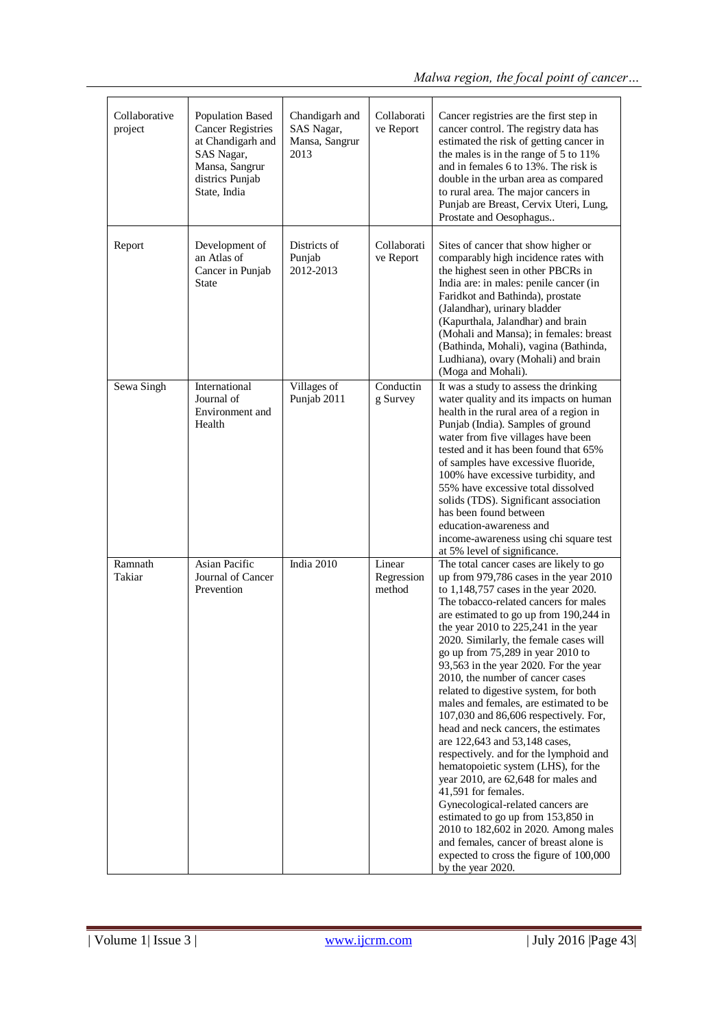| Collaborative project | Population Based Cancer Registries at Chandigarh and SAS Nagar, Mansa, Sangrur districs Punjab State, India | Chandigarh and SAS Nagar, Mansa, Sangrur 2013 | Collaborative Report | Cancer registries are the first step in cancer control. The registry data has estimated the risk of getting cancer in the males is in the range of 5 to 11% and in females 6 to 13%. The risk is double in the urban area as compared to rural area. The major cancers in Punjab are Breast, Cervix Uteri, Lung, Prostate and Oesophagus.. |
|---|---|---|---|---|
| Report | Development of an Atlas of Cancer in Punjab State | Districts of Punjab 2012-2013 | Collaborative Report | Sites of cancer that show higher or comparably high incidence rates with the highest seen in other PBCRs in India are: in males: penile cancer (in Faridkot and Bathinda), prostate (Jalandhar), urinary bladder (Kapurthala, Jalandhar) and brain (Mohali and Mansa); in females: breast (Bathinda, Mohali), vagina (Bathinda, Ludhiana), ovary (Mohali) and brain (Moga and Mohali). |
| Sewa Singh | International Journal of Environment and Health | Villages of Punjab 2011 | Conducting Survey | It was a study to assess the drinking water quality and its impacts on human health in the rural area of a region in Punjab (India). Samples of ground water from five villages have been tested and it has been found that 65% of samples have excessive fluoride, 100% have excessive turbidity, and 55% have excessive total dissolved solids (TDS). Significant association has been found between education-awareness and income-awareness using chi square test at 5% level of significance. |
| Ramnath Takiar | Asian Pacific Journal of Cancer Prevention | India 2010 | Linear Regression method | The total cancer cases are likely to go up from 979,786 cases in the year 2010 to 1,148,757 cases in the year 2020. The tobacco-related cancers for males are estimated to go up from 190,244 in the year 2010 to 225,241 in the year 2020. Similarly, the female cases will go up from 75,289 in year 2010 to 93,563 in the year 2020. For the year 2010, the number of cancer cases related to digestive system, for both males and females, are estimated to be 107,030 and 86,606 respectively. For, head and neck cancers, the estimates are 122,643 and 53,148 cases, respectively. and for the lymphoid and hematopoietic system (LHS), for the year 2010, are 62,648 for males and 41,591 for females. Gynecological-related cancers are estimated to go up from 153,850 in 2010 to 182,602 in 2020. Among males and females, cancer of breast alone is expected to cross the figure of 100,000 by the year 2020. |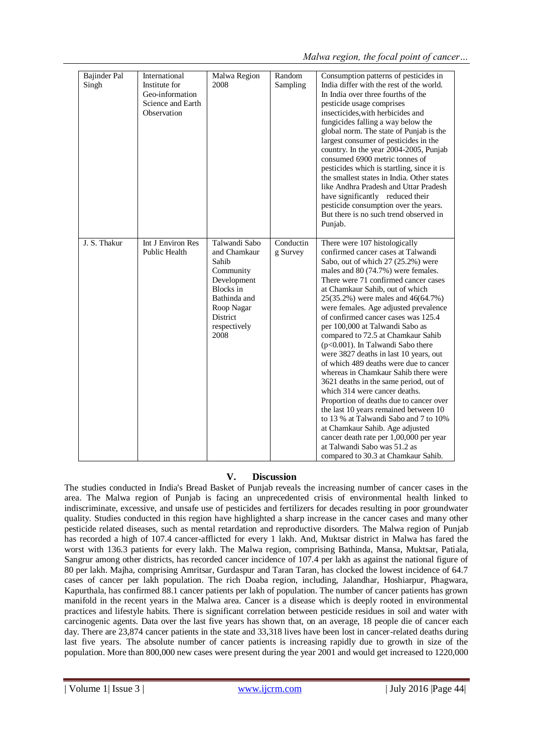| Bajinder Pal Singh | International Institute for Geo-information Science and Earth Observation | Malwa Region 2008 | Random Sampling | Consumption patterns of pesticides in India differ with the rest of the world. In India over three fourths of the pesticide usage comprises insecticides,with herbicides and fungicides falling a way below the global norm. The state of Punjab is the largest consumer of pesticides in the country. In the year 2004-2005, Punjab consumed 6900 metric tonnes of pesticides which is startling, since it is the smallest states in India. Other states like Andhra Pradesh and Uttar Pradesh have significantly reduced their pesticide consumption over the years. But there is no such trend observed in Punjab. |
|---|---|---|---|---|
| J. S. Thakur | Int J Environ Res Public Health | Talwandi Sabo and Chamkaur Sahib Community Development Blocks in Bathinda and Roop Nagar District respectively 2008 | Conducting Survey | There were 107 histologically confirmed cancer cases at Talwandi Sabo, out of which 27 (25.2%) were males and 80 (74.7%) were females. There were 71 confirmed cancer cases at Chamkaur Sahib, out of which 25(35.2%) were males and 46(64.7%) were females. Age adjusted prevalence of confirmed cancer cases was 125.4 per 100,000 at Talwandi Sabo as compared to 72.5 at Chamkaur Sahib ($p<0.001$). In Talwandi Sabo there were 3827 deaths in last 10 years, out of which 489 deaths were due to cancer whereas in Chamkaur Sahib there were 3621 deaths in the same period, out of which 314 were cancer deaths. Proportion of deaths due to cancer over the last 10 years remained between 10 to 13 % at Talwandi Sabo and 7 to 10% at Chamkaur Sahib. Age adjusted cancer death rate per 1,00,000 per year at Talwandi Sabo was 51.2 as compared to 30.3 at Chamkaur Sahib. |

## V. Discussion

The studies conducted in India's Bread Basket of Punjab reveals the increasing number of cancer cases in the area. The Malwa region of Punjab is facing an unprecedented crisis of environmental health linked to indiscriminate, excessive, and unsafe use of pesticides and fertilizers for decades resulting in poor groundwater quality. Studies conducted in this region have highlighted a sharp increase in the cancer cases and many other pesticide related diseases, such as mental retardation and reproductive disorders. The Malwa region of Punjab has recorded a high of 107.4 cancer-afflicted for every 1 lakh. And, Muktsar district in Malwa has fared the worst with 136.3 patients for every lakh. The Malwa region, comprising Bathinda, Mansa, Muktsar, Patiala, Sangrur among other districts, has recorded cancer incidence of 107.4 per lakh as against the national figure of 80 per lakh. Majha, comprising Amritsar, Gurdaspur and Taran Taran, has clocked the lowest incidence of 64.7 cases of cancer per lakh population. The rich Doaba region, including, Jalandhar, Hoshiarpur, Phagwara, Kapurthala, has confirmed 88.1 cancer patients per lakh of population. The number of cancer patients has grown manifold in the recent years in the Malwa area. Cancer is a disease which is deeply rooted in environmental practices and lifestyle habits. There is significant correlation between pesticide residues in soil and water with carcinogenic agents. Data over the last five years has shown that, on an average, 18 people die of cancer each day. There are 23,874 cancer patients in the state and 33,318 lives have been lost in cancer-related deaths during last five years. The absolute number of cancer patients is increasing rapidly due to growth in size of the population. More than 800,000 new cases were present during the year 2001 and would get increased to 1220,000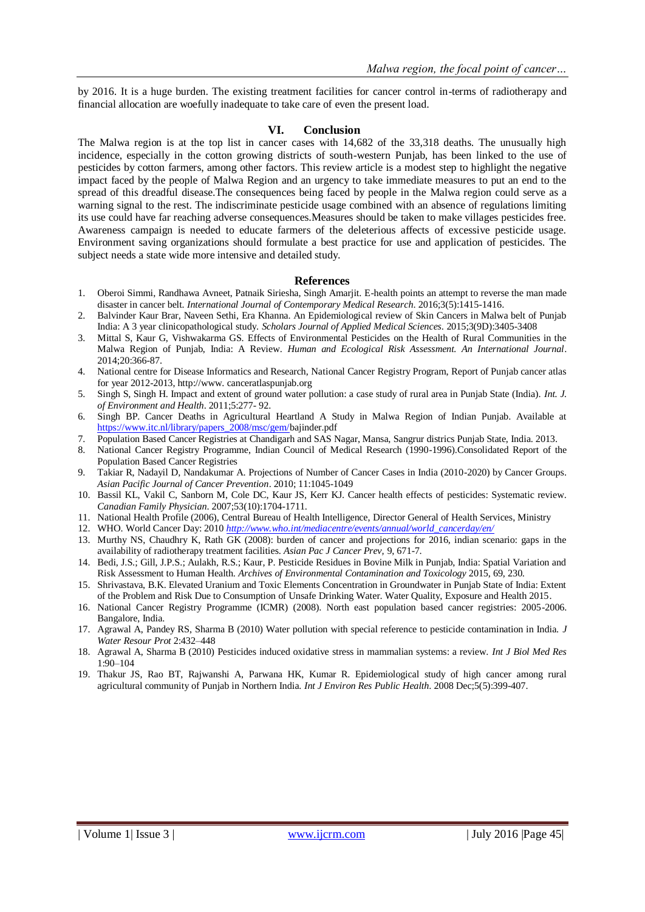by 2016. It is a huge burden. The existing treatment facilities for cancer control in-terms of radiotherapy and financial allocation are woefully inadequate to take care of even the present load.

## VI. Conclusion

The Malwa region is at the top list in cancer cases with 14,682 of the 33,318 deaths. The unusually high incidence, especially in the cotton growing districts of south-western Punjab, has been linked to the use of pesticides by cotton farmers, among other factors. This review article is a modest step to highlight the negative impact faced by the people of Malwa Region and an urgency to take immediate measures to put an end to the spread of this dreadful disease.The consequences being faced by people in the Malwa region could serve as a warning signal to the rest. The indiscriminate pesticide usage combined with an absence of regulations limiting its use could have far reaching adverse consequences.Measures should be taken to make villages pesticides free. Awareness campaign is needed to educate farmers of the deleterious affects of excessive pesticide usage. Environment saving organizations should formulate a best practice for use and application of pesticides. The subject needs a state wide more intensive and detailed study.

## References

1. Oberoi Simmi, Randhawa Avneet, Patnaik Siriesha, Singh Amarjit. E-health points an attempt to reverse the man made disaster in cancer belt. *International Journal of Contemporary Medical Research*. 2016;3(5):1415-1416.
2. Balvinder Kaur Brar, Naveen Sethi, Era Khanna. An Epidemiological review of Skin Cancers in Malwa belt of Punjab India: A 3 year clinicopathological study. *Scholars Journal of Applied Medical Sciences*. 2015;3(9D):3405-3408
3. Mittal S, Kaur G, Vishwakarma GS. Effects of Environmental Pesticides on the Health of Rural Communities in the Malwa Region of Punjab, India: A Review. *Human and Ecological Risk Assessment. An International Journal*. 2014;20:366-87.
4. National centre for Disease Informatics and Research, National Cancer Registry Program, Report of Punjab cancer atlas for year 2012-2013, http://www. canceratlaspunjab.org
5. Singh S, Singh H. Impact and extent of ground water pollution: a case study of rural area in Punjab State (India). *Int. J. of Environment and Health*. 2011;5:277- 92.
6. Singh BP. Cancer Deaths in Agricultural Heartland A Study in Malwa Region of Indian Punjab. Available at https://www.itc.nl/library/papers_2008/msc/gem/bajinder.pdf
7. Population Based Cancer Registries at Chandigarh and SAS Nagar, Mansa, Sangrur districts Punjab State, India. 2013.
8. National Cancer Registry Programme, Indian Council of Medical Research (1990-1996).Consolidated Report of the Population Based Cancer Registries
9. Takiar R, Nadayil D, Nandakumar A. Projections of Number of Cancer Cases in India (2010-2020) by Cancer Groups. *Asian Pacific Journal of Cancer Prevention*. 2010; 11:1045-1049
10. Bassil KL, Vakil C, Sanborn M, Cole DC, Kaur JS, Kerr KJ. Cancer health effects of pesticides: Systematic review. *Canadian Family Physician*. 2007;53(10):1704-1711.
11. National Health Profile (2006), Central Bureau of Health Intelligence, Director General of Health Services, Ministry
12. WHO. World Cancer Day: 2010 *http://www.who.int/mediacentre/events/annual/world_cancerday/en/*
13. Murthy NS, Chaudhry K, Rath GK (2008): burden of cancer and projections for 2016, indian scenario: gaps in the availability of radiotherapy treatment facilities. *Asian Pac J Cancer Prev*, 9, 671-7.
14. Bedi, J.S.; Gill, J.P.S.; Aulakh, R.S.; Kaur, P. Pesticide Residues in Bovine Milk in Punjab, India: Spatial Variation and Risk Assessment to Human Health. *Archives of Environmental Contamination and Toxicology* 2015, 69, 230.
15. Shrivastava, B.K. Elevated Uranium and Toxic Elements Concentration in Groundwater in Punjab State of India: Extent of the Problem and Risk Due to Consumption of Unsafe Drinking Water. Water Quality, Exposure and Health 2015.
16. National Cancer Registry Programme (ICMR) (2008). North east population based cancer registries: 2005-2006. Bangalore, India.
17. Agrawal A, Pandey RS, Sharma B (2010) Water pollution with special reference to pesticide contamination in India. *J Water Resour Prot* 2:432–448
18. Agrawal A, Sharma B (2010) Pesticides induced oxidative stress in mammalian systems: a review. *Int J Biol Med Res* 1:90–104
19. Thakur JS, Rao BT, Rajwanshi A, Parwana HK, Kumar R. Epidemiological study of high cancer among rural agricultural community of Punjab in Northern India. *Int J Environ Res Public Health*. 2008 Dec;5(5):399-407.